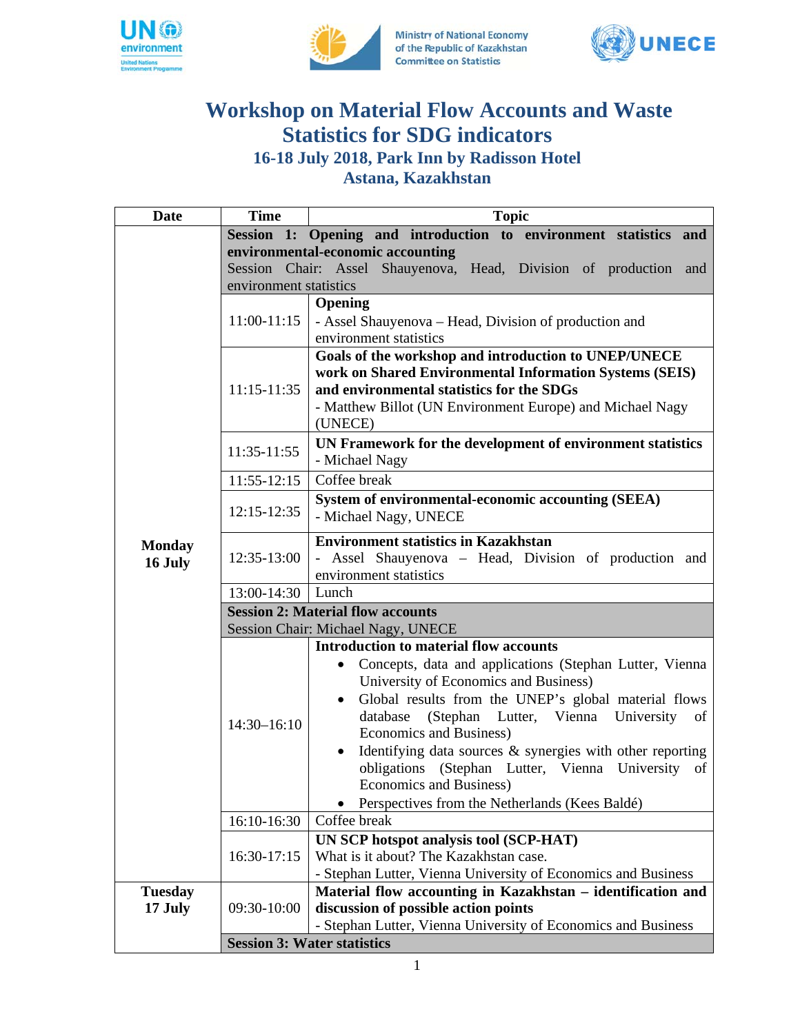# Workshop on Material Flow Accounts and Waste Statistics for SDG indicators

## 16-18 July 2018, Park Inn by Radisson Hotel Astana, Kazakhstan

| Date | Time | Topic |
|---|---|---|
| Monday 16 July | | **Session 1: Opening and introduction to environment statistics and environmental-economic accounting**<br>Session Chair: Assel Shauyenova, Head, Division of production and environment statistics |
| | 11:00-11:15 | **Opening**<br>- Assel Shauyenova – Head, Division of production and environment statistics |
| | 11:15-11:35 | **Goals of the workshop and introduction to UNEP/UNECE work on Shared Environmental Information Systems (SEIS) and environmental statistics for the SDGs**<br>- Matthew Billot (UN Environment Europe) and Michael Nagy (UNECE) |
| | 11:35-11:55 | **UN Framework for the development of environment statistics**<br>- Michael Nagy |
| | 11:55-12:15 | Coffee break |
| | 12:15-12:35 | **System of environmental-economic accounting (SEEA)**<br>- Michael Nagy, UNECE |
| | 12:35-13:00 | **Environment statistics in Kazakhstan**<br>- Assel Shauyenova – Head, Division of production and environment statistics |
| | 13:00-14:30 | Lunch |
| | | **Session 2: Material flow accounts**<br>Session Chair: Michael Nagy, UNECE |
| | 14:30–16:10 | **Introduction to material flow accounts**<br>• Concepts, data and applications (Stephan Lutter, Vienna University of Economics and Business)<br>• Global results from the UNEP's global material flows database (Stephan Lutter, Vienna University of Economics and Business)<br>• Identifying data sources & synergies with other reporting obligations (Stephan Lutter, Vienna University of Economics and Business)<br>• Perspectives from the Netherlands (Kees Baldé) |
| | 16:10-16:30 | Coffee break |
| | 16:30-17:15 | **UN SCP hotspot analysis tool (SCP-HAT)**<br>What is it about? The Kazakhstan case.<br>- Stephan Lutter, Vienna University of Economics and Business |
| Tuesday 17 July | 09:30-10:00 | **Material flow accounting in Kazakhstan – identification and discussion of possible action points**<br>- Stephan Lutter, Vienna University of Economics and Business |
| | | **Session 3: Water statistics** |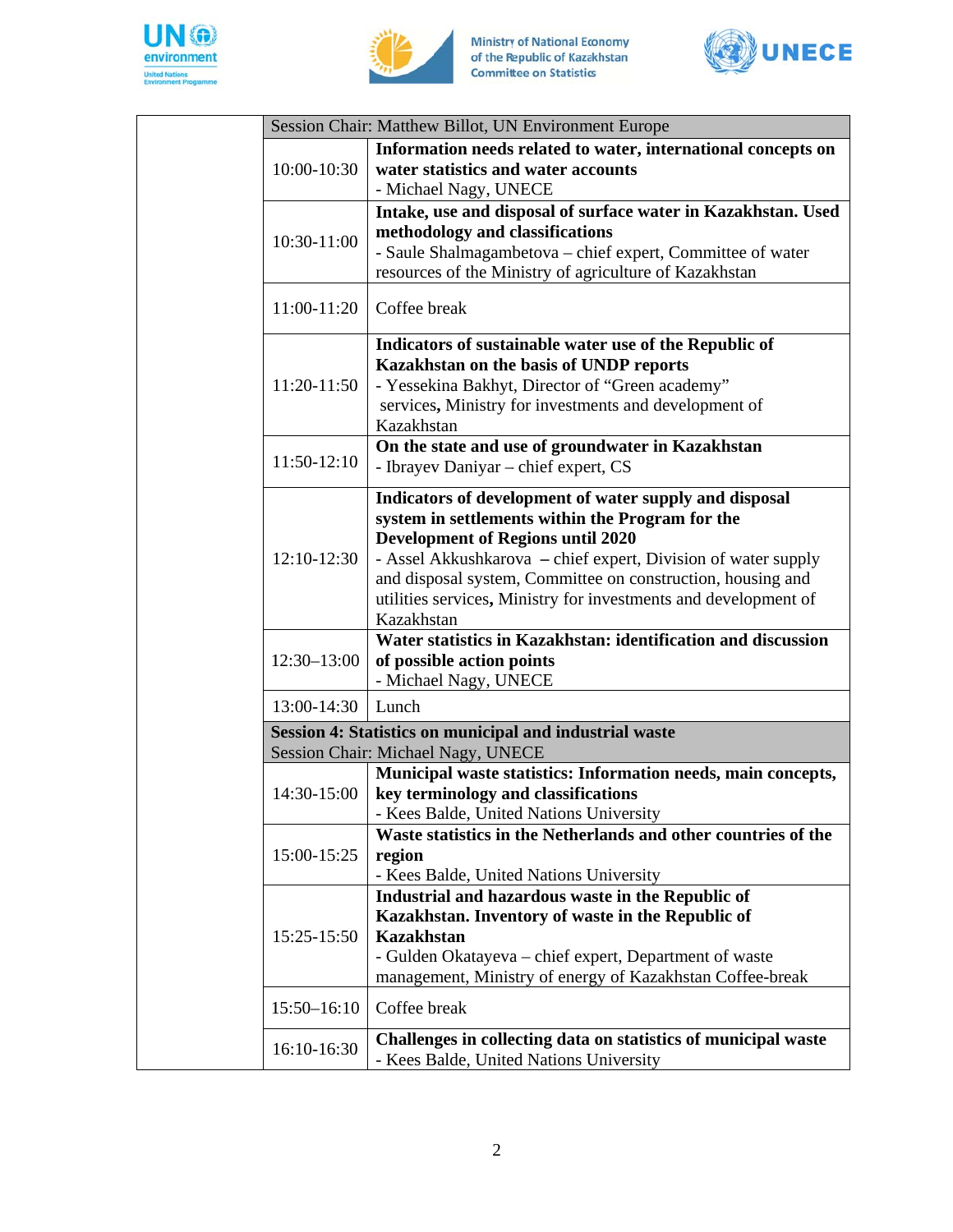| | | Session Chair: Matthew Billot, UN Environment Europe |
|---|---|---|
| | 10:00-10:30 | **Information needs related to water, international concepts on water statistics and water accounts**<br>- Michael Nagy, UNECE |
| | 10:30-11:00 | **Intake, use and disposal of surface water in Kazakhstan. Used methodology and classifications**<br>- Saule Shalmagambetova – chief expert, Committee of water resources of the Ministry of agriculture of Kazakhstan |
| | 11:00-11:20 | Coffee break |
| | 11:20-11:50 | **Indicators of sustainable water use of the Republic of Kazakhstan on the basis of UNDP reports**<br>- Yessekina Bakhyt, Director of "Green academy" services**,** Ministry for investments and development of Kazakhstan |
| | 11:50-12:10 | **On the state and use of groundwater in Kazakhstan**<br>- Ibrayev Daniyar – chief expert, CS |
| | 12:10-12:30 | **Indicators of development of water supply and disposal system in settlements within the Program for the Development of Regions until 2020**<br>- Assel Akkushkarova **–** chief expert, Division of water supply and disposal system, Committee on construction, housing and utilities services**,** Ministry for investments and development of Kazakhstan |
| | 12:30–13:00 | **Water statistics in Kazakhstan: identification and discussion of possible action points**<br>- Michael Nagy, UNECE |
| | 13:00-14:30 | Lunch |
| | | **Session 4: Statistics on municipal and industrial waste**<br>Session Chair: Michael Nagy, UNECE |
| | 14:30-15:00 | **Municipal waste statistics: Information needs, main concepts, key terminology and classifications**<br>- Kees Balde, United Nations University |
| | 15:00-15:25 | **Waste statistics in the Netherlands and other countries of the region**<br>- Kees Balde, United Nations University |
| | 15:25-15:50 | **Industrial and hazardous waste in the Republic of Kazakhstan. Inventory of waste in the Republic of Kazakhstan**<br>- Gulden Okatayeva – chief expert, Department of waste management, Ministry of energy of Kazakhstan Coffee-break |
| | 15:50–16:10 | Coffee break |
| | 16:10-16:30 | **Challenges in collecting data on statistics of municipal waste**<br>- Kees Balde, United Nations University |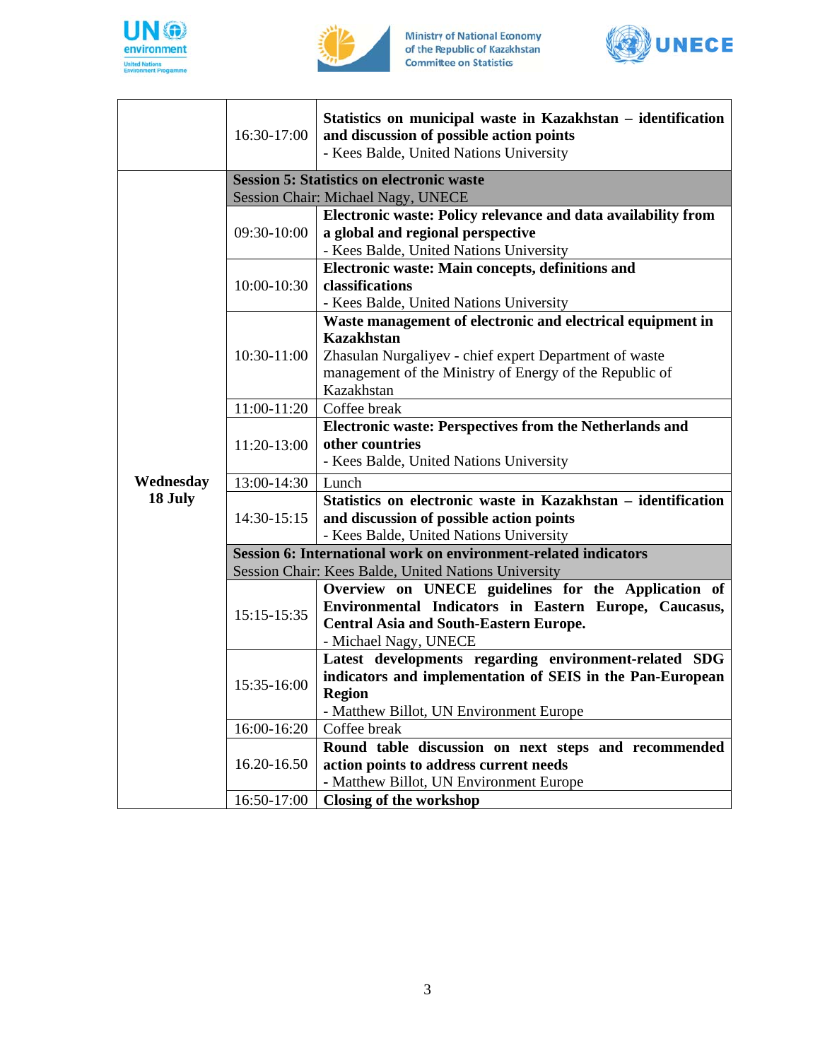| | | |
|---|---|---|
| | 16:30-17:00 | **Statistics on municipal waste in Kazakhstan – identification and discussion of possible action points**<br>- Kees Balde, United Nations University |
| Wednesday 18 July | **Session 5: Statistics on electronic waste**<br>Session Chair: Michael Nagy, UNECE | |
| | 09:30-10:00 | **Electronic waste: Policy relevance and data availability from a global and regional perspective**<br>- Kees Balde, United Nations University |
| | 10:00-10:30 | **Electronic waste: Main concepts, definitions and classifications**<br>- Kees Balde, United Nations University |
| | 10:30-11:00 | **Waste management of electronic and electrical equipment in Kazakhstan**<br>Zhasulan Nurgaliyev - chief expert Department of waste management of the Ministry of Energy of the Republic of Kazakhstan |
| | 11:00-11:20 | Coffee break |
| | 11:20-13:00 | **Electronic waste: Perspectives from the Netherlands and other countries**<br>- Kees Balde, United Nations University |
| | 13:00-14:30 | Lunch |
| | 14:30-15:15 | **Statistics on electronic waste in Kazakhstan – identification and discussion of possible action points**<br>- Kees Balde, United Nations University |
| | **Session 6: International work on environment-related indicators**<br>Session Chair: Kees Balde, United Nations University | |
| | 15:15-15:35 | **Overview on UNECE guidelines for the Application of Environmental Indicators in Eastern Europe, Caucasus, Central Asia and South-Eastern Europe.**<br>- Michael Nagy, UNECE |
| | 15:35-16:00 | **Latest developments regarding environment-related SDG indicators and implementation of SEIS in the Pan-European Region**<br>- Matthew Billot, UN Environment Europe |
| | 16:00-16:20 | Coffee break |
| | 16.20-16.50 | **Round table discussion on next steps and recommended action points to address current needs**<br>- Matthew Billot, UN Environment Europe |
| | 16:50-17:00 | **Closing of the workshop** |